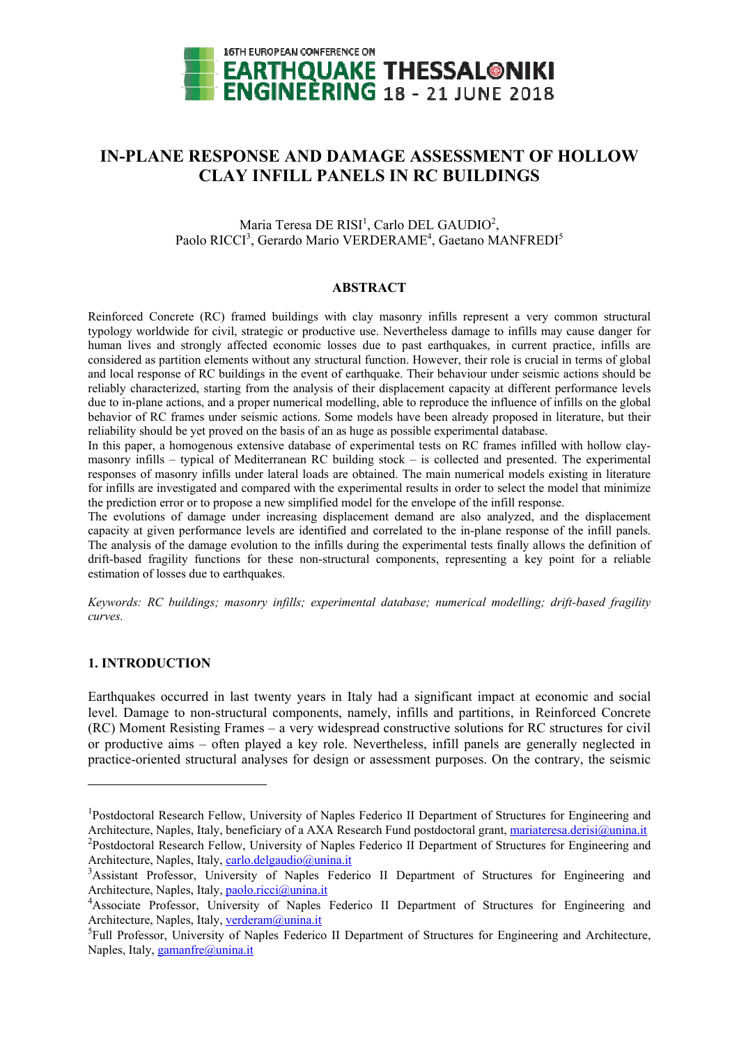# IN-PLANE RESPONSE AND DAMAGE ASSESSMENT OF HOLLOW CLAY INFILL PANELS IN RC BUILDINGS

Maria Teresa DE RISI[1], Carlo DEL GAUDIO[2], Paolo RICCI[3], Gerardo Mario VERDERAME[4], Gaetano MANFREDI[5]

## ABSTRACT

Reinforced Concrete (RC) framed buildings with clay masonry infills represent a very common structural typology worldwide for civil, strategic or productive use. Nevertheless damage to infills may cause danger for human lives and strongly affected economic losses due to past earthquakes, in current practice, infills are considered as partition elements without any structural function. However, their role is crucial in terms of global and local response of RC buildings in the event of earthquake. Their behaviour under seismic actions should be reliably characterized, starting from the analysis of their displacement capacity at different performance levels due to in-plane actions, and a proper numerical modelling, able to reproduce the influence of infills on the global behavior of RC frames under seismic actions. Some models have been already proposed in literature, but their reliability should be yet proved on the basis of an as huge as possible experimental database.

In this paper, a homogenous extensive database of experimental tests on RC frames infilled with hollow clay-masonry infills – typical of Mediterranean RC building stock – is collected and presented. The experimental responses of masonry infills under lateral loads are obtained. The main numerical models existing in literature for infills are investigated and compared with the experimental results in order to select the model that minimize the prediction error or to propose a new simplified model for the envelope of the infill response.

The evolutions of damage under increasing displacement demand are also analyzed, and the displacement capacity at given performance levels are identified and correlated to the in-plane response of the infill panels. The analysis of the damage evolution to the infills during the experimental tests finally allows the definition of drift-based fragility functions for these non-structural components, representing a key point for a reliable estimation of losses due to earthquakes.

*Keywords: RC buildings; masonry infills; experimental database; numerical modelling; drift-based fragility curves.*

## 1. INTRODUCTION

Earthquakes occurred in last twenty years in Italy had a significant impact at economic and social level. Damage to non-structural components, namely, infills and partitions, in Reinforced Concrete (RC) Moment Resisting Frames – a very widespread constructive solutions for RC structures for civil or productive aims – often played a key role. Nevertheless, infill panels are generally neglected in practice-oriented structural analyses for design or assessment purposes. On the contrary, the seismic

---

[1]Postdoctoral Research Fellow, University of Naples Federico II Department of Structures for Engineering and Architecture, Naples, Italy, beneficiary of a AXA Research Fund postdoctoral grant, mariateresa.derisi@unina.it

[2]Postdoctoral Research Fellow, University of Naples Federico II Department of Structures for Engineering and Architecture, Naples, Italy, carlo.delgaudio@unina.it

[3]Assistant Professor, University of Naples Federico II Department of Structures for Engineering and Architecture, Naples, Italy, paolo.ricci@unina.it

[4]Associate Professor, University of Naples Federico II Department of Structures for Engineering and Architecture, Naples, Italy, verderam@unina.it

[5]Full Professor, University of Naples Federico II Department of Structures for Engineering and Architecture, Naples, Italy, gamanfre@unina.it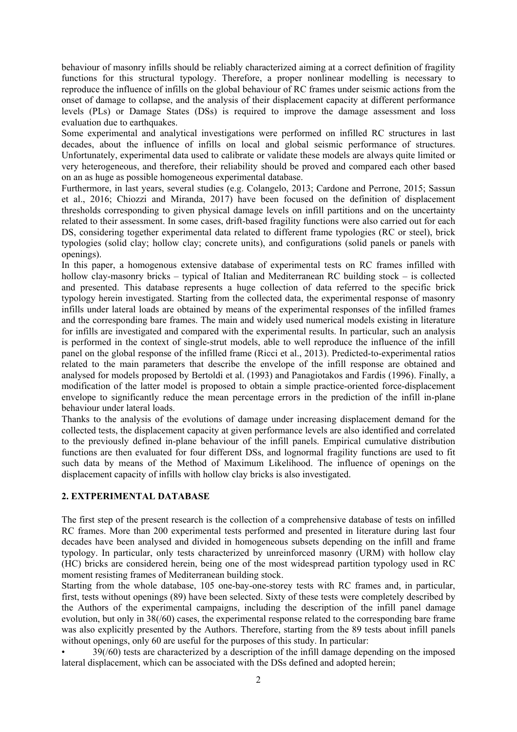behaviour of masonry infills should be reliably characterized aiming at a correct definition of fragility functions for this structural typology. Therefore, a proper nonlinear modelling is necessary to reproduce the influence of infills on the global behaviour of RC frames under seismic actions from the onset of damage to collapse, and the analysis of their displacement capacity at different performance levels (PLs) or Damage States (DSs) is required to improve the damage assessment and loss evaluation due to earthquakes.

Some experimental and analytical investigations were performed on infilled RC structures in last decades, about the influence of infills on local and global seismic performance of structures. Unfortunately, experimental data used to calibrate or validate these models are always quite limited or very heterogeneous, and therefore, their reliability should be proved and compared each other based on an as huge as possible homogeneous experimental database.

Furthermore, in last years, several studies (e.g. Colangelo, 2013; Cardone and Perrone, 2015; Sassun et al., 2016; Chiozzi and Miranda, 2017) have been focused on the definition of displacement thresholds corresponding to given physical damage levels on infill partitions and on the uncertainty related to their assessment. In some cases, drift-based fragility functions were also carried out for each DS, considering together experimental data related to different frame typologies (RC or steel), brick typologies (solid clay; hollow clay; concrete units), and configurations (solid panels or panels with openings).

In this paper, a homogenous extensive database of experimental tests on RC frames infilled with hollow clay-masonry bricks – typical of Italian and Mediterranean RC building stock – is collected and presented. This database represents a huge collection of data referred to the specific brick typology herein investigated. Starting from the collected data, the experimental response of masonry infills under lateral loads are obtained by means of the experimental responses of the infilled frames and the corresponding bare frames. The main and widely used numerical models existing in literature for infills are investigated and compared with the experimental results. In particular, such an analysis is performed in the context of single-strut models, able to well reproduce the influence of the infill panel on the global response of the infilled frame (Ricci et al., 2013). Predicted-to-experimental ratios related to the main parameters that describe the envelope of the infill response are obtained and analysed for models proposed by Bertoldi et al. (1993) and Panagiotakos and Fardis (1996). Finally, a modification of the latter model is proposed to obtain a simple practice-oriented force-displacement envelope to significantly reduce the mean percentage errors in the prediction of the infill in-plane behaviour under lateral loads.

Thanks to the analysis of the evolutions of damage under increasing displacement demand for the collected tests, the displacement capacity at given performance levels are also identified and correlated to the previously defined in-plane behaviour of the infill panels. Empirical cumulative distribution functions are then evaluated for four different DSs, and lognormal fragility functions are used to fit such data by means of the Method of Maximum Likelihood. The influence of openings on the displacement capacity of infills with hollow clay bricks is also investigated.

## 2. EXTPERIMENTAL DATABASE

The first step of the present research is the collection of a comprehensive database of tests on infilled RC frames. More than 200 experimental tests performed and presented in literature during last four decades have been analysed and divided in homogeneous subsets depending on the infill and frame typology. In particular, only tests characterized by unreinforced masonry (URM) with hollow clay (HC) bricks are considered herein, being one of the most widespread partition typology used in RC moment resisting frames of Mediterranean building stock.

Starting from the whole database, 105 one-bay-one-storey tests with RC frames and, in particular, first, tests without openings (89) have been selected. Sixty of these tests were completely described by the Authors of the experimental campaigns, including the description of the infill panel damage evolution, but only in 38(/60) cases, the experimental response related to the corresponding bare frame was also explicitly presented by the Authors. Therefore, starting from the 89 tests about infill panels without openings, only 60 are useful for the purposes of this study. In particular:

- 39(/60) tests are characterized by a description of the infill damage depending on the imposed lateral displacement, which can be associated with the DSs defined and adopted herein;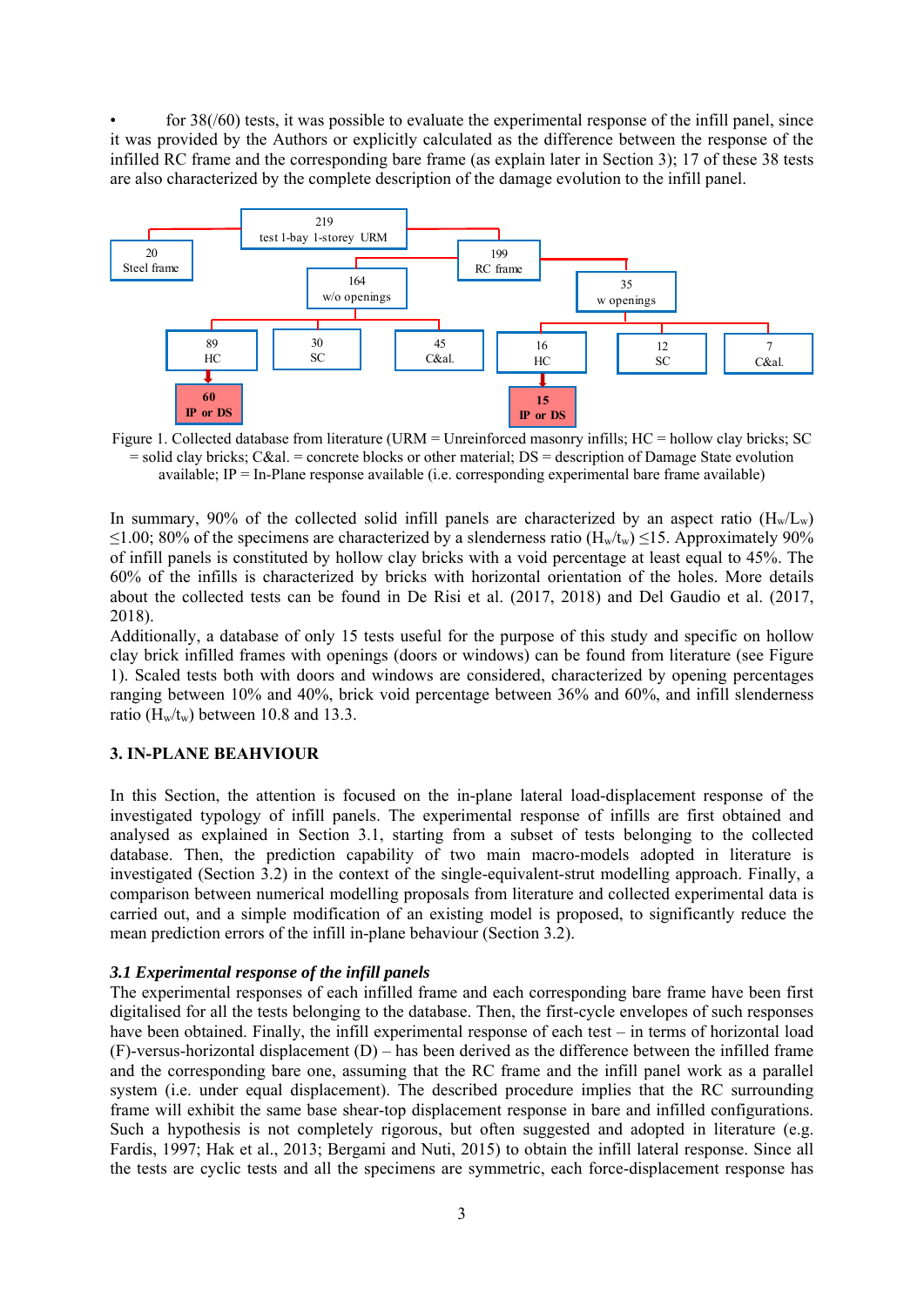- for 38(/60) tests, it was possible to evaluate the experimental response of the infill panel, since it was provided by the Authors or explicitly calculated as the difference between the response of the infilled RC frame and the corresponding bare frame (as explain later in Section 3); 17 of these 38 tests are also characterized by the complete description of the damage evolution to the infill panel.

Figure 1. Collected database from literature (URM = Unreinforced masonry infills; HC = hollow clay bricks; SC = solid clay bricks; C&al. = concrete blocks or other material; DS = description of Damage State evolution available; IP = In-Plane response available (i.e. corresponding experimental bare frame available)

In summary, 90% of the collected solid infill panels are characterized by an aspect ratio ($H_w/L_w$) ≤1.00; 80% of the specimens are characterized by a slenderness ratio ($H_w/t_w$) ≤15. Approximately 90% of infill panels is constituted by hollow clay bricks with a void percentage at least equal to 45%. The 60% of the infills is characterized by bricks with horizontal orientation of the holes. More details about the collected tests can be found in De Risi et al. (2017, 2018) and Del Gaudio et al. (2017, 2018).

Additionally, a database of only 15 tests useful for the purpose of this study and specific on hollow clay brick infilled frames with openings (doors or windows) can be found from literature (see Figure 1). Scaled tests both with doors and windows are considered, characterized by opening percentages ranging between 10% and 40%, brick void percentage between 36% and 60%, and infill slenderness ratio ($H_w/t_w$) between 10.8 and 13.3.

## 3. IN-PLANE BEAHVIOUR

In this Section, the attention is focused on the in-plane lateral load-displacement response of the investigated typology of infill panels. The experimental response of infills are first obtained and analysed as explained in Section 3.1, starting from a subset of tests belonging to the collected database. Then, the prediction capability of two main macro-models adopted in literature is investigated (Section 3.2) in the context of the single-equivalent-strut modelling approach. Finally, a comparison between numerical modelling proposals from literature and collected experimental data is carried out, and a simple modification of an existing model is proposed, to significantly reduce the mean prediction errors of the infill in-plane behaviour (Section 3.2).

### *3.1 Experimental response of the infill panels*

The experimental responses of each infilled frame and each corresponding bare frame have been first digitalised for all the tests belonging to the database. Then, the first-cycle envelopes of such responses have been obtained. Finally, the infill experimental response of each test – in terms of horizontal load (F)-versus-horizontal displacement (D) – has been derived as the difference between the infilled frame and the corresponding bare one, assuming that the RC frame and the infill panel work as a parallel system (i.e. under equal displacement). The described procedure implies that the RC surrounding frame will exhibit the same base shear-top displacement response in bare and infilled configurations. Such a hypothesis is not completely rigorous, but often suggested and adopted in literature (e.g. Fardis, 1997; Hak et al., 2013; Bergami and Nuti, 2015) to obtain the infill lateral response. Since all the tests are cyclic tests and all the specimens are symmetric, each force-displacement response has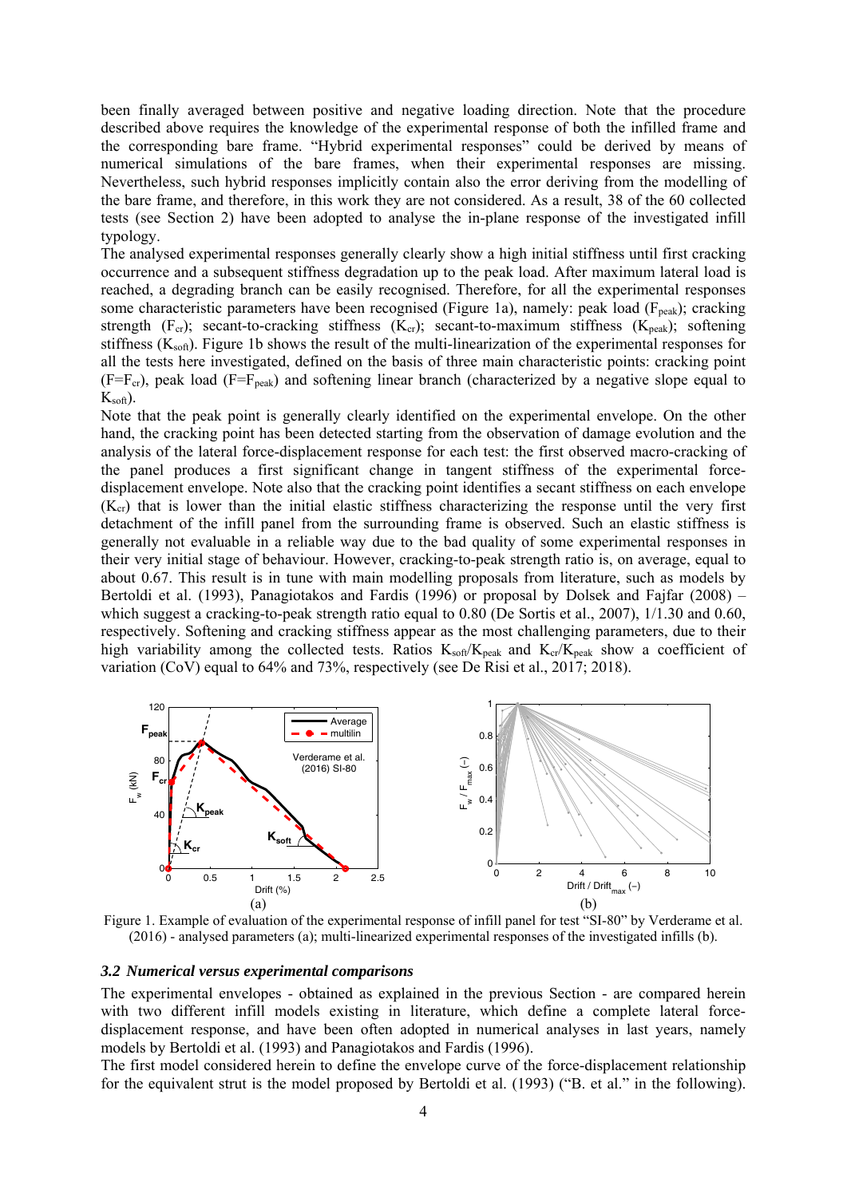been finally averaged between positive and negative loading direction. Note that the procedure described above requires the knowledge of the experimental response of both the infilled frame and the corresponding bare frame. "Hybrid experimental responses" could be derived by means of numerical simulations of the bare frames, when their experimental responses are missing. Nevertheless, such hybrid responses implicitly contain also the error deriving from the modelling of the bare frame, and therefore, in this work they are not considered. As a result, 38 of the 60 collected tests (see Section 2) have been adopted to analyse the in-plane response of the investigated infill typology.

The analysed experimental responses generally clearly show a high initial stiffness until first cracking occurrence and a subsequent stiffness degradation up to the peak load. After maximum lateral load is reached, a degrading branch can be easily recognised. Therefore, for all the experimental responses some characteristic parameters have been recognised (Figure 1a), namely: peak load ($F_{peak}$); cracking strength ($F_{cr}$); secant-to-cracking stiffness ($K_{cr}$); secant-to-maximum stiffness ($K_{peak}$); softening stiffness ($K_{soft}$). Figure 1b shows the result of the multi-linearization of the experimental responses for all the tests here investigated, defined on the basis of three main characteristic points: cracking point ($F=F_{cr}$), peak load ($F=F_{peak}$) and softening linear branch (characterized by a negative slope equal to $K_{soft}$).

Note that the peak point is generally clearly identified on the experimental envelope. On the other hand, the cracking point has been detected starting from the observation of damage evolution and the analysis of the lateral force-displacement response for each test: the first observed macro-cracking of the panel produces a first significant change in tangent stiffness of the experimental force-displacement envelope. Note also that the cracking point identifies a secant stiffness on each envelope ($K_{cr}$) that is lower than the initial elastic stiffness characterizing the response until the very first detachment of the infill panel from the surrounding frame is observed. Such an elastic stiffness is generally not evaluable in a reliable way due to the bad quality of some experimental responses in their very initial stage of behaviour. However, cracking-to-peak strength ratio is, on average, equal to about 0.67. This result is in tune with main modelling proposals from literature, such as models by Bertoldi et al. (1993), Panagiotakos and Fardis (1996) or proposal by Dolsek and Fajfar (2008) – which suggest a cracking-to-peak strength ratio equal to 0.80 (De Sortis et al., 2007), 1/1.30 and 0.60, respectively. Softening and cracking stiffness appear as the most challenging parameters, due to their high variability among the collected tests. Ratios $K_{soft}/K_{peak}$ and $K_{cr}/K_{peak}$ show a coefficient of variation (CoV) equal to 64% and 73%, respectively (see De Risi et al., 2017; 2018).

Figure 1. Example of evaluation of the experimental response of infill panel for test "SI-80" by Verderame et al. (2016) - analysed parameters (a); multi-linearized experimental responses of the investigated infills (b).

### *3.2 Numerical versus experimental comparisons*

The experimental envelopes - obtained as explained in the previous Section - are compared herein with two different infill models existing in literature, which define a complete lateral force-displacement response, and have been often adopted in numerical analyses in last years, namely models by Bertoldi et al. (1993) and Panagiotakos and Fardis (1996).

The first model considered herein to define the envelope curve of the force-displacement relationship for the equivalent strut is the model proposed by Bertoldi et al. (1993) ("B. et al." in the following).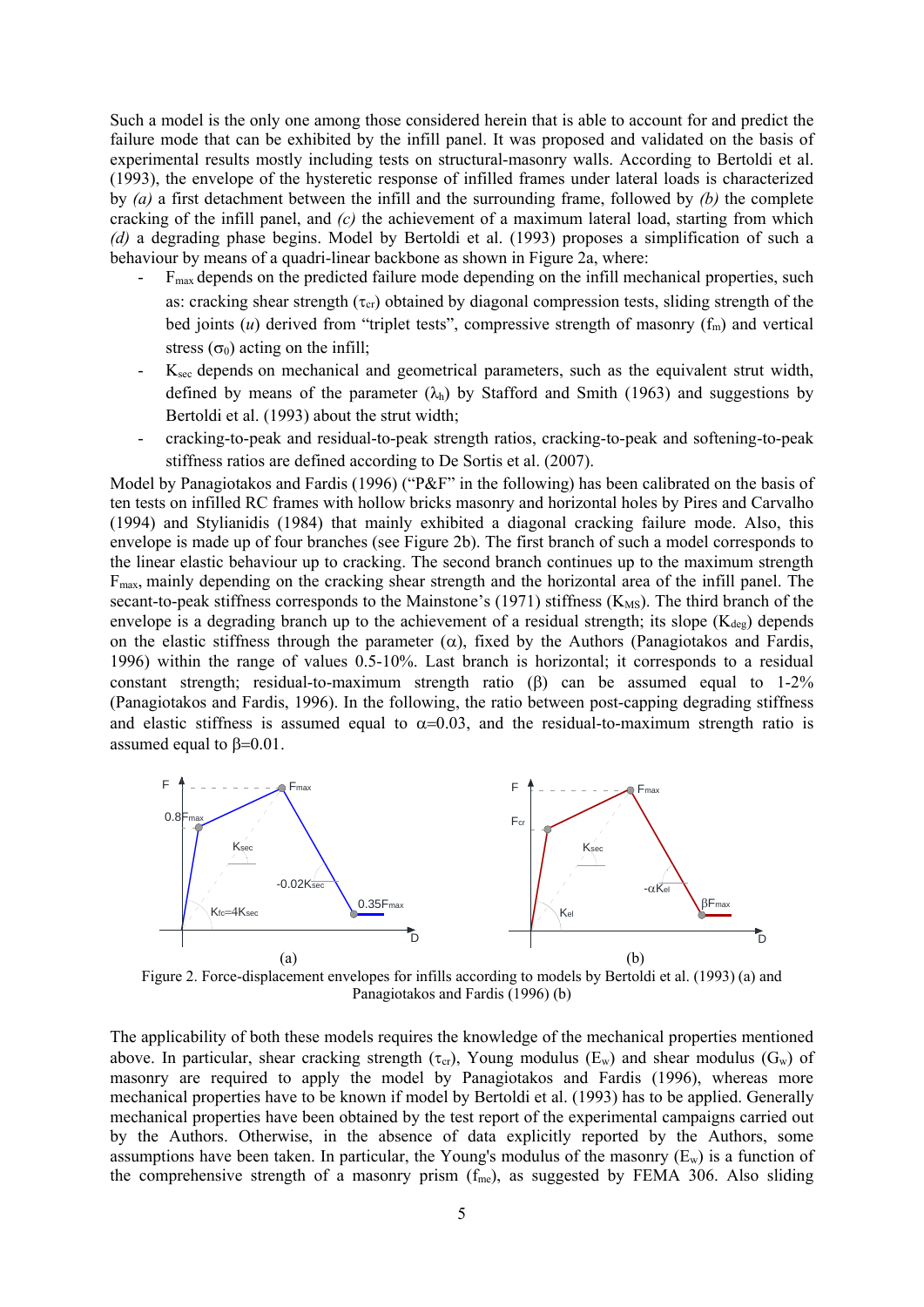Such a model is the only one among those considered herein that is able to account for and predict the failure mode that can be exhibited by the infill panel. It was proposed and validated on the basis of experimental results mostly including tests on structural-masonry walls. According to Bertoldi et al. (1993), the envelope of the hysteretic response of infilled frames under lateral loads is characterized by *(a)* a first detachment between the infill and the surrounding frame, followed by *(b)* the complete cracking of the infill panel, and *(c)* the achievement of a maximum lateral load, starting from which *(d)* a degrading phase begins. Model by Bertoldi et al. (1993) proposes a simplification of such a behaviour by means of a quadri-linear backbone as shown in Figure 2a, where:

- $F_{max}$ depends on the predicted failure mode depending on the infill mechanical properties, such as: cracking shear strength ($\tau_{cr}$) obtained by diagonal compression tests, sliding strength of the bed joints ($u$) derived from "triplet tests", compressive strength of masonry ($f_m$) and vertical stress ($\sigma_0$) acting on the infill;
- $K_{sec}$ depends on mechanical and geometrical parameters, such as the equivalent strut width, defined by means of the parameter ($\lambda_h$) by Stafford and Smith (1963) and suggestions by Bertoldi et al. (1993) about the strut width;
- cracking-to-peak and residual-to-peak strength ratios, cracking-to-peak and softening-to-peak stiffness ratios are defined according to De Sortis et al. (2007).

Model by Panagiotakos and Fardis (1996) ("P&F" in the following) has been calibrated on the basis of ten tests on infilled RC frames with hollow bricks masonry and horizontal holes by Pires and Carvalho (1994) and Stylianidis (1984) that mainly exhibited a diagonal cracking failure mode. Also, this envelope is made up of four branches (see Figure 2b). The first branch of such a model corresponds to the linear elastic behaviour up to cracking. The second branch continues up to the maximum strength $F_{max}$, mainly depending on the cracking shear strength and the horizontal area of the infill panel. The secant-to-peak stiffness corresponds to the Mainstone's (1971) stiffness ($K_{MS}$). The third branch of the envelope is a degrading branch up to the achievement of a residual strength; its slope ($K_{deg}$) depends on the elastic stiffness through the parameter ($\alpha$), fixed by the Authors (Panagiotakos and Fardis, 1996) within the range of values 0.5-10%. Last branch is horizontal; it corresponds to a residual constant strength; residual-to-maximum strength ratio ($\beta$) can be assumed equal to 1-2% (Panagiotakos and Fardis, 1996). In the following, the ratio between post-capping degrading stiffness and elastic stiffness is assumed equal to $\alpha$=0.03, and the residual-to-maximum strength ratio is assumed equal to $\beta$=0.01.

Figure 2. Force-displacement envelopes for infills according to models by Bertoldi et al. (1993) (a) and Panagiotakos and Fardis (1996) (b)

The applicability of both these models requires the knowledge of the mechanical properties mentioned above. In particular, shear cracking strength ($\tau_{cr}$), Young modulus ($E_w$) and shear modulus ($G_w$) of masonry are required to apply the model by Panagiotakos and Fardis (1996), whereas more mechanical properties have to be known if model by Bertoldi et al. (1993) has to be applied. Generally mechanical properties have been obtained by the test report of the experimental campaigns carried out by the Authors. Otherwise, in the absence of data explicitly reported by the Authors, some assumptions have been taken. In particular, the Young's modulus of the masonry ($E_w$) is a function of the comprehensive strength of a masonry prism ($f_{me}$), as suggested by FEMA 306. Also sliding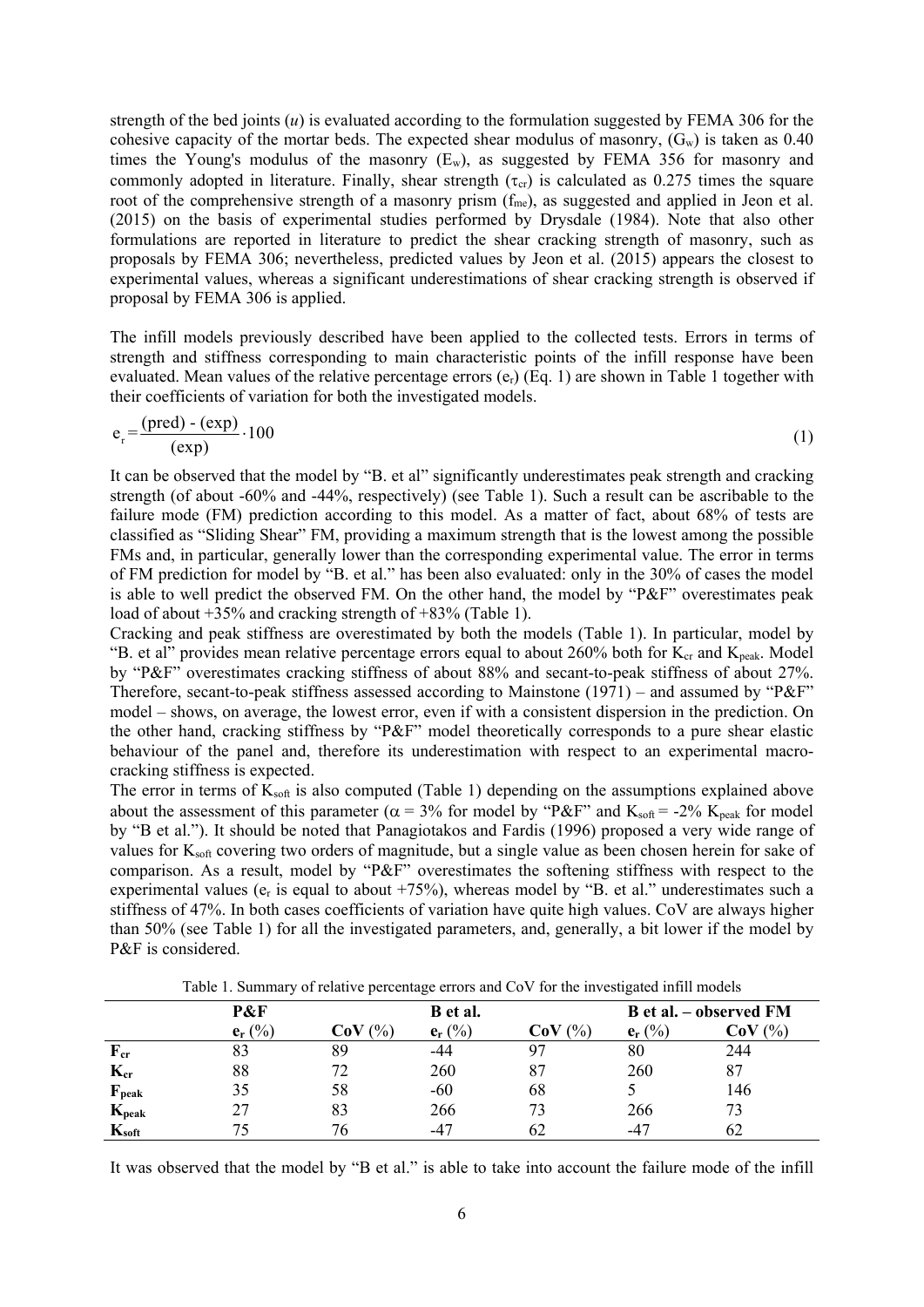strength of the bed joints ($u$) is evaluated according to the formulation suggested by FEMA 306 for the cohesive capacity of the mortar beds. The expected shear modulus of masonry, ($G_w$) is taken as 0.40 times the Young's modulus of the masonry ($E_w$), as suggested by FEMA 356 for masonry and commonly adopted in literature. Finally, shear strength ($\tau_{cr}$) is calculated as 0.275 times the square root of the comprehensive strength of a masonry prism ($f_{me}$), as suggested and applied in Jeon et al. (2015) on the basis of experimental studies performed by Drysdale (1984). Note that also other formulations are reported in literature to predict the shear cracking strength of masonry, such as proposals by FEMA 306; nevertheless, predicted values by Jeon et al. (2015) appears the closest to experimental values, whereas a significant underestimations of shear cracking strength is observed if proposal by FEMA 306 is applied.

The infill models previously described have been applied to the collected tests. Errors in terms of strength and stiffness corresponding to main characteristic points of the infill response have been evaluated. Mean values of the relative percentage errors ($e_r$) (Eq. 1) are shown in Table 1 together with their coefficients of variation for both the investigated models.

$$e_r = \frac{(\text{pred}) - (\text{exp})}{(\text{exp})} \cdot 100 \tag{1}$$

It can be observed that the model by "B. et al" significantly underestimates peak strength and cracking strength (of about -60% and -44%, respectively) (see Table 1). Such a result can be ascribable to the failure mode (FM) prediction according to this model. As a matter of fact, about 68% of tests are classified as "Sliding Shear" FM, providing a maximum strength that is the lowest among the possible FMs and, in particular, generally lower than the corresponding experimental value. The error in terms of FM prediction for model by "B. et al." has been also evaluated: only in the 30% of cases the model is able to well predict the observed FM. On the other hand, the model by "P&F" overestimates peak load of about +35% and cracking strength of +83% (Table 1).

Cracking and peak stiffness are overestimated by both the models (Table 1). In particular, model by "B. et al" provides mean relative percentage errors equal to about 260% both for $K_{cr}$ and $K_{peak}$. Model by "P&F" overestimates cracking stiffness of about 88% and secant-to-peak stiffness of about 27%. Therefore, secant-to-peak stiffness assessed according to Mainstone (1971) – and assumed by "P&F" model – shows, on average, the lowest error, even if with a consistent dispersion in the prediction. On the other hand, cracking stiffness by "P&F" model theoretically corresponds to a pure shear elastic behaviour of the panel and, therefore its underestimation with respect to an experimental macro-cracking stiffness is expected.

The error in terms of $K_{soft}$ is also computed (Table 1) depending on the assumptions explained above about the assessment of this parameter ($\alpha$ = 3% for model by "P&F" and $K_{soft}$ = -2% $K_{peak}$ for model by "B et al."). It should be noted that Panagiotakos and Fardis (1996) proposed a very wide range of values for $K_{soft}$ covering two orders of magnitude, but a single value as been chosen herein for sake of comparison. As a result, model by "P&F" overestimates the softening stiffness with respect to the experimental values ($e_r$ is equal to about +75%), whereas model by "B. et al." underestimates such a stiffness of 47%. In both cases coefficients of variation have quite high values. CoV are always higher than 50% (see Table 1) for all the investigated parameters, and, generally, a bit lower if the model by P&F is considered.

Table 1. Summary of relative percentage errors and CoV for the investigated infill models

| | **P&F** | | **B et al.** | | **B et al. – observed FM** | |
|---|---|---|---|---|---|---|
| | **$e_r$ (%)** | **CoV (%)** | **$e_r$ (%)** | **CoV (%)** | **$e_r$ (%)** | **CoV (%)** |
| **$F_{cr}$** | 83 | 89 | -44 | 97 | 80 | 244 |
| **$K_{cr}$** | 88 | 72 | 260 | 87 | 260 | 87 |
| **$F_{peak}$** | 35 | 58 | -60 | 68 | 5 | 146 |
| **$K_{peak}$** | 27 | 83 | 266 | 73 | 266 | 73 |
| **$K_{soft}$** | 75 | 76 | -47 | 62 | -47 | 62 |

It was observed that the model by "B et al." is able to take into account the failure mode of the infill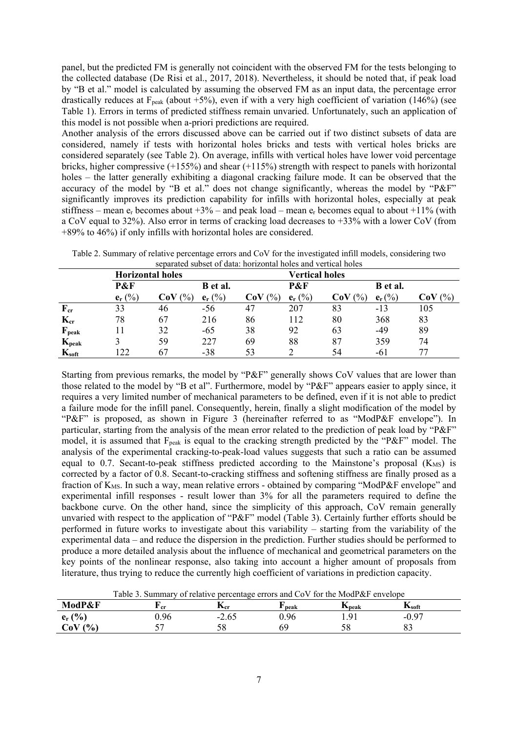panel, but the predicted FM is generally not coincident with the observed FM for the tests belonging to the collected database (De Risi et al., 2017, 2018). Nevertheless, it should be noted that, if peak load by "B et al." model is calculated by assuming the observed FM as an input data, the percentage error drastically reduces at $F_{peak}$ (about +5%), even if with a very high coefficient of variation (146%) (see Table 1). Errors in terms of predicted stiffness remain unvaried. Unfortunately, such an application of this model is not possible when a-priori predictions are required.

Another analysis of the errors discussed above can be carried out if two distinct subsets of data are considered, namely if tests with horizontal holes bricks and tests with vertical holes bricks are considered separately (see Table 2). On average, infills with vertical holes have lower void percentage bricks, higher compressive (+155%) and shear (+115%) strength with respect to panels with horizontal holes – the latter generally exhibiting a diagonal cracking failure mode. It can be observed that the accuracy of the model by "B et al." does not change significantly, whereas the model by "P&F" significantly improves its prediction capability for infills with horizontal holes, especially at peak stiffness – mean $e_r$ becomes about +3% – and peak load – mean $e_r$ becomes equal to about +11% (with a CoV equal to 32%). Also error in terms of cracking load decreases to +33% with a lower CoV (from +89% to 46%) if only infills with horizontal holes are considered.

Table 2. Summary of relative percentage errors and CoV for the investigated infill models, considering two separated subset of data: horizontal holes and vertical holes

| | **Horizontal holes** | | | | **Vertical holes** | | | |
|---|---|---|---|---|---|---|---|---|
| | **P&F** | | **B et al.** | | **P&F** | | **B et al.** | |
| | $e_r$ (%) | **CoV** (%) | $e_r$ (%) | **CoV** (%) | $e_r$ (%) | **CoV** (%) | $e_r$ (%) | **CoV** (%) |
| $F_{cr}$ | 33 | 46 | -56 | 47 | 207 | 83 | -13 | 105 |
| $K_{cr}$ | 78 | 67 | 216 | 86 | 112 | 80 | 368 | 83 |
| $F_{peak}$ | 11 | 32 | -65 | 38 | 92 | 63 | -49 | 89 |
| $K_{peak}$ | 3 | 59 | 227 | 69 | 88 | 87 | 359 | 74 |
| $K_{soft}$ | 122 | 67 | -38 | 53 | 2 | 54 | -61 | 77 |

Starting from previous remarks, the model by "P&F" generally shows CoV values that are lower than those related to the model by "B et al". Furthermore, model by "P&F" appears easier to apply since, it requires a very limited number of mechanical parameters to be defined, even if it is not able to predict a failure mode for the infill panel. Consequently, herein, finally a slight modification of the model by "P&F" is proposed, as shown in Figure 3 (hereinafter referred to as "ModP&F envelope"). In particular, starting from the analysis of the mean error related to the prediction of peak load by "P&F" model, it is assumed that $F_{peak}$ is equal to the cracking strength predicted by the "P&F" model. The analysis of the experimental cracking-to-peak-load values suggests that such a ratio can be assumed equal to 0.7. Secant-to-peak stiffness predicted according to the Mainstone's proposal ($K_{MS}$) is corrected by a factor of 0.8. Secant-to-cracking stiffness and softening stiffness are finally prosed as a fraction of $K_{MS}$. In such a way, mean relative errors - obtained by comparing "ModP&F envelope" and experimental infill responses - result lower than 3% for all the parameters required to define the backbone curve. On the other hand, since the simplicity of this approach, CoV remain generally unvaried with respect to the application of "P&F" model (Table 3). Certainly further efforts should be performed in future works to investigate about this variability – starting from the variability of the experimental data – and reduce the dispersion in the prediction. Further studies should be performed to produce a more detailed analysis about the influence of mechanical and geometrical parameters on the key points of the nonlinear response, also taking into account a higher amount of proposals from literature, thus trying to reduce the currently high coefficient of variations in prediction capacity.

Table 3. Summary of relative percentage errors and CoV for the ModP&F envelope

| **ModP&F** | $F_{cr}$ | $K_{cr}$ | $F_{peak}$ | $K_{peak}$ | $K_{soft}$ |
|---|---|---|---|---|---|
| $e_r$ **(%)** | 0.96 | -2.65 | 0.96 | 1.91 | -0.97 |
| **CoV (%)** | 57 | 58 | 69 | 58 | 83 |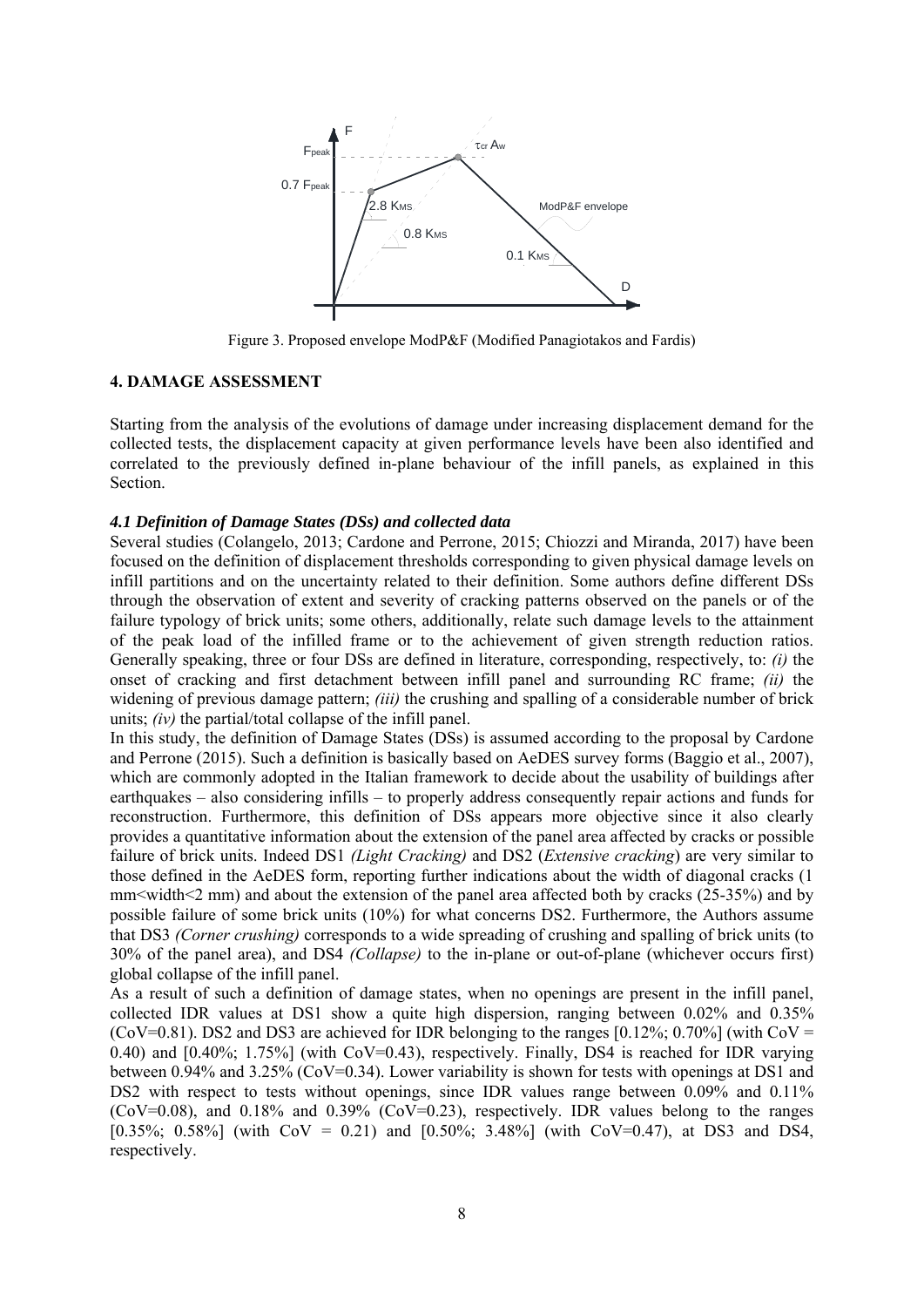Figure 3. Proposed envelope ModP&F (Modified Panagiotakos and Fardis)

## 4. DAMAGE ASSESSMENT

Starting from the analysis of the evolutions of damage under increasing displacement demand for the collected tests, the displacement capacity at given performance levels have been also identified and correlated to the previously defined in-plane behaviour of the infill panels, as explained in this Section.

### *4.1 Definition of Damage States (DSs) and collected data*

Several studies (Colangelo, 2013; Cardone and Perrone, 2015; Chiozzi and Miranda, 2017) have been focused on the definition of displacement thresholds corresponding to given physical damage levels on infill partitions and on the uncertainty related to their definition. Some authors define different DSs through the observation of extent and severity of cracking patterns observed on the panels or of the failure typology of brick units; some others, additionally, relate such damage levels to the attainment of the peak load of the infilled frame or to the achievement of given strength reduction ratios. Generally speaking, three or four DSs are defined in literature, corresponding, respectively, to: *(i)* the onset of cracking and first detachment between infill panel and surrounding RC frame; *(ii)* the widening of previous damage pattern; *(iii)* the crushing and spalling of a considerable number of brick units; *(iv)* the partial/total collapse of the infill panel.

In this study, the definition of Damage States (DSs) is assumed according to the proposal by Cardone and Perrone (2015). Such a definition is basically based on AeDES survey forms (Baggio et al., 2007), which are commonly adopted in the Italian framework to decide about the usability of buildings after earthquakes – also considering infills – to properly address consequently repair actions and funds for reconstruction. Furthermore, this definition of DSs appears more objective since it also clearly provides a quantitative information about the extension of the panel area affected by cracks or possible failure of brick units. Indeed DS1 *(Light Cracking)* and DS2 (*Extensive cracking*) are very similar to those defined in the AeDES form, reporting further indications about the width of diagonal cracks (1 mm<width<2 mm) and about the extension of the panel area affected both by cracks (25-35%) and by possible failure of some brick units (10%) for what concerns DS2. Furthermore, the Authors assume that DS3 *(Corner crushing)* corresponds to a wide spreading of crushing and spalling of brick units (to 30% of the panel area), and DS4 *(Collapse)* to the in-plane or out-of-plane (whichever occurs first) global collapse of the infill panel.

As a result of such a definition of damage states, when no openings are present in the infill panel, collected IDR values at DS1 show a quite high dispersion, ranging between 0.02% and 0.35% (CoV=0.81). DS2 and DS3 are achieved for IDR belonging to the ranges [0.12%; 0.70%] (with CoV = 0.40) and [0.40%; 1.75%] (with CoV=0.43), respectively. Finally, DS4 is reached for IDR varying between 0.94% and 3.25% (CoV=0.34). Lower variability is shown for tests with openings at DS1 and DS2 with respect to tests without openings, since IDR values range between 0.09% and 0.11% (CoV=0.08), and 0.18% and 0.39% (CoV=0.23), respectively. IDR values belong to the ranges [0.35%; 0.58%] (with CoV = 0.21) and [0.50%; 3.48%] (with CoV=0.47), at DS3 and DS4, respectively.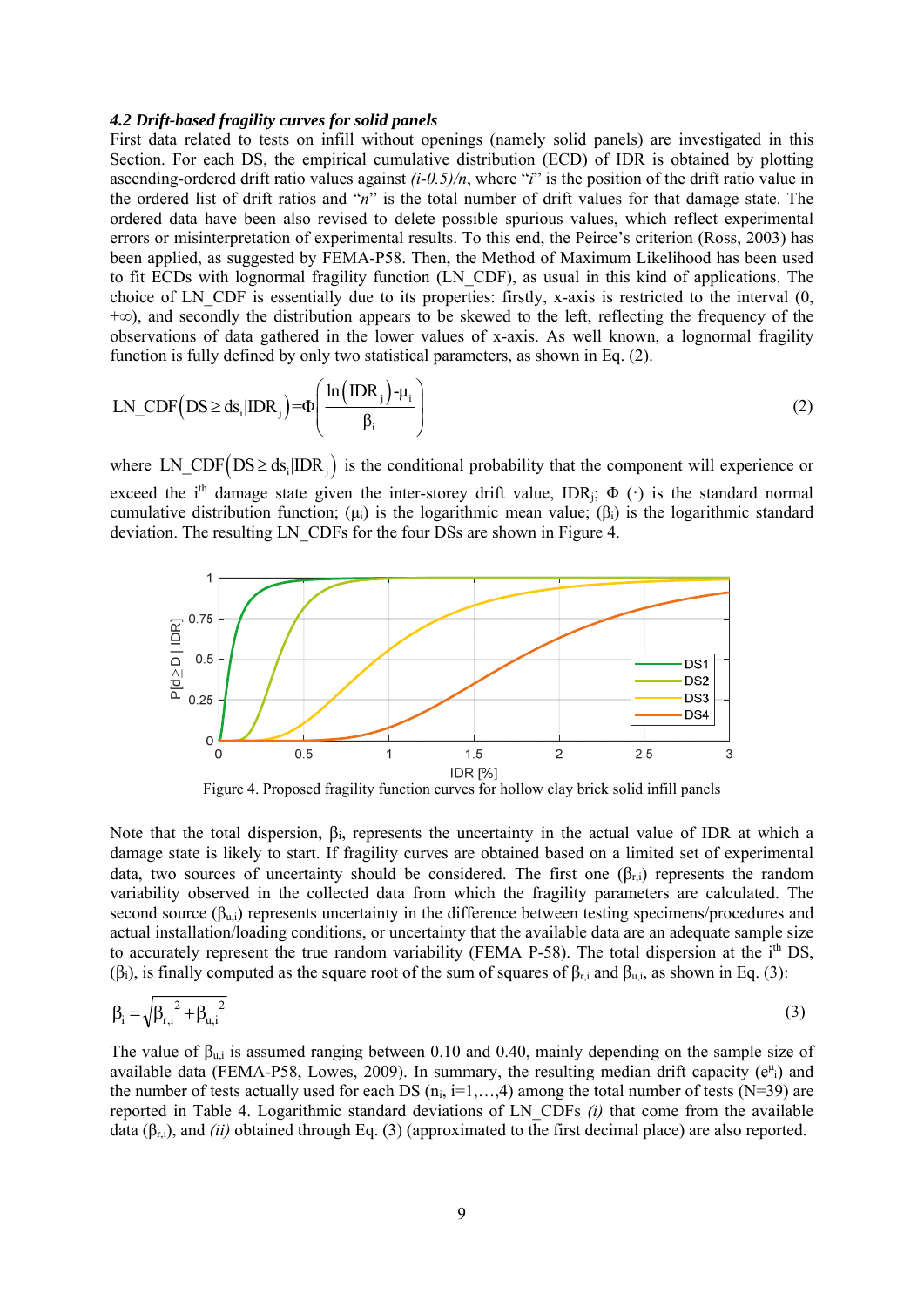### *4.2 Drift-based fragility curves for solid panels*

First data related to tests on infill without openings (namely solid panels) are investigated in this Section. For each DS, the empirical cumulative distribution (ECD) of IDR is obtained by plotting ascending-ordered drift ratio values against *(i-0.5)/n*, where "*i*" is the position of the drift ratio value in the ordered list of drift ratios and "*n*" is the total number of drift values for that damage state. The ordered data have been also revised to delete possible spurious values, which reflect experimental errors or misinterpretation of experimental results. To this end, the Peirce's criterion (Ross, 2003) has been applied, as suggested by FEMA-P58. Then, the Method of Maximum Likelihood has been used to fit ECDs with lognormal fragility function (LN_CDF), as usual in this kind of applications. The choice of LN_CDF is essentially due to its properties: firstly, x-axis is restricted to the interval (0, +∞), and secondly the distribution appears to be skewed to the left, reflecting the frequency of the observations of data gathered in the lower values of x-axis. As well known, a lognormal fragility function is fully defined by only two statistical parameters, as shown in Eq. (2).

$$\text{LN\_CDF}\left(\text{DS} \geq \text{ds}_i | \text{IDR}_j\right) = \Phi\left(\frac{\ln\left(\text{IDR}_j\right) - \mu_i}{\beta_i}\right) \tag{2}$$

where $\text{LN\_CDF}\left(\text{DS} \geq \text{ds}_i | \text{IDR}_j\right)$ is the conditional probability that the component will experience or exceed the $i^{th}$ damage state given the inter-storey drift value, $\text{IDR}_j$; $\Phi(\cdot)$ is the standard normal cumulative distribution function; ($\mu_i$) is the logarithmic mean value; ($\beta_i$) is the logarithmic standard deviation. The resulting LN_CDFs for the four DSs are shown in Figure 4.

Figure 4. Proposed fragility function curves for hollow clay brick solid infill panels

Note that the total dispersion, $\beta_i$, represents the uncertainty in the actual value of IDR at which a damage state is likely to start. If fragility curves are obtained based on a limited set of experimental data, two sources of uncertainty should be considered. The first one ($\beta_{r,i}$) represents the random variability observed in the collected data from which the fragility parameters are calculated. The second source ($\beta_{u,i}$) represents uncertainty in the difference between testing specimens/procedures and actual installation/loading conditions, or uncertainty that the available data are an adequate sample size to accurately represent the true random variability (FEMA P-58). The total dispersion at the $i^{th}$ DS, ($\beta_i$), is finally computed as the square root of the sum of squares of $\beta_{r,i}$ and $\beta_{u,i}$, as shown in Eq. (3):

$$\beta_i = \sqrt{\beta_{r,i}^{\ 2} + \beta_{u,i}^{\ 2}} \tag{3}$$

The value of $\beta_{u,i}$ is assumed ranging between 0.10 and 0.40, mainly depending on the sample size of available data (FEMA-P58, Lowes, 2009). In summary, the resulting median drift capacity ($e^{\mu_i}$) and the number of tests actually used for each DS ($n_i$, i=1,…,4) among the total number of tests (N=39) are reported in Table 4. Logarithmic standard deviations of LN_CDFs *(i)* that come from the available data ($\beta_{r,i}$), and *(ii)* obtained through Eq. (3) (approximated to the first decimal place) are also reported.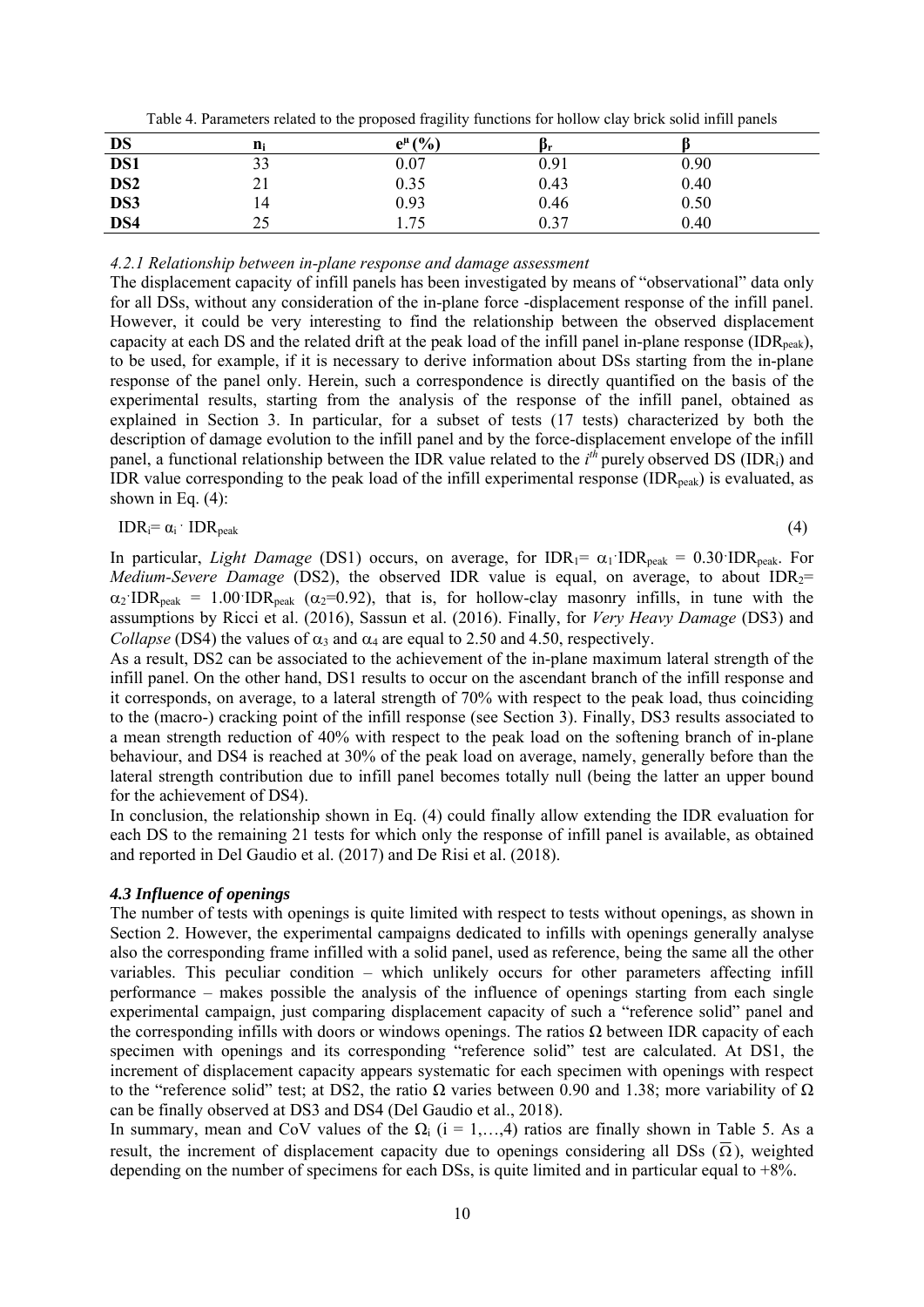Table 4. Parameters related to the proposed fragility functions for hollow clay brick solid infill panels

| DS | $n_i$ | $e^{\mu}$ (%) | $\beta_r$ | $\beta$ |
|---|---|---|---|---|
| **DS1** | 33 | 0.07 | 0.91 | 0.90 |
| **DS2** | 21 | 0.35 | 0.43 | 0.40 |
| **DS3** | 14 | 0.93 | 0.46 | 0.50 |
| **DS4** | 25 | 1.75 | 0.37 | 0.40 |

*4.2.1 Relationship between in-plane response and damage assessment*

The displacement capacity of infill panels has been investigated by means of "observational" data only for all DSs, without any consideration of the in-plane force -displacement response of the infill panel. However, it could be very interesting to find the relationship between the observed displacement capacity at each DS and the related drift at the peak load of the infill panel in-plane response ($IDR_{peak}$), to be used, for example, if it is necessary to derive information about DSs starting from the in-plane response of the panel only. Herein, such a correspondence is directly quantified on the basis of the experimental results, starting from the analysis of the response of the infill panel, obtained as explained in Section 3. In particular, for a subset of tests (17 tests) characterized by both the description of damage evolution to the infill panel and by the force-displacement envelope of the infill panel, a functional relationship between the IDR value related to the $i^{th}$ purely observed DS ($IDR_i$) and IDR value corresponding to the peak load of the infill experimental response ($IDR_{peak}$) is evaluated, as shown in Eq. (4):

$$IDR_i = \alpha_i \cdot IDR_{peak} \tag{4}$$

In particular, *Light Damage* (DS1) occurs, on average, for $IDR_1 = \alpha_1 \cdot IDR_{peak} = 0.30 \cdot IDR_{peak}$. For *Medium-Severe Damage* (DS2), the observed IDR value is equal, on average, to about $IDR_2 = \alpha_2 \cdot IDR_{peak} = 1.00 \cdot IDR_{peak}$ ($\alpha_2$=0.92), that is, for hollow-clay masonry infills, in tune with the assumptions by Ricci et al. (2016), Sassun et al. (2016). Finally, for *Very Heavy Damage* (DS3) and *Collapse* (DS4) the values of $\alpha_3$ and $\alpha_4$ are equal to 2.50 and 4.50, respectively.

As a result, DS2 can be associated to the achievement of the in-plane maximum lateral strength of the infill panel. On the other hand, DS1 results to occur on the ascendant branch of the infill response and it corresponds, on average, to a lateral strength of 70% with respect to the peak load, thus coinciding to the (macro-) cracking point of the infill response (see Section 3). Finally, DS3 results associated to a mean strength reduction of 40% with respect to the peak load on the softening branch of in-plane behaviour, and DS4 is reached at 30% of the peak load on average, namely, generally before than the lateral strength contribution due to infill panel becomes totally null (being the latter an upper bound for the achievement of DS4).

In conclusion, the relationship shown in Eq. (4) could finally allow extending the IDR evaluation for each DS to the remaining 21 tests for which only the response of infill panel is available, as obtained and reported in Del Gaudio et al. (2017) and De Risi et al. (2018).

### *4.3 Influence of openings*

The number of tests with openings is quite limited with respect to tests without openings, as shown in Section 2. However, the experimental campaigns dedicated to infills with openings generally analyse also the corresponding frame infilled with a solid panel, used as reference, being the same all the other variables. This peculiar condition – which unlikely occurs for other parameters affecting infill performance – makes possible the analysis of the influence of openings starting from each single experimental campaign, just comparing displacement capacity of such a "reference solid" panel and the corresponding infills with doors or windows openings. The ratios $\Omega$ between IDR capacity of each specimen with openings and its corresponding "reference solid" test are calculated. At DS1, the increment of displacement capacity appears systematic for each specimen with openings with respect to the "reference solid" test; at DS2, the ratio $\Omega$ varies between 0.90 and 1.38; more variability of $\Omega$ can be finally observed at DS3 and DS4 (Del Gaudio et al., 2018).

In summary, mean and CoV values of the $\Omega_i$ (i = 1,…,4) ratios are finally shown in Table 5. As a result, the increment of displacement capacity due to openings considering all DSs ($\overline{\Omega}$), weighted depending on the number of specimens for each DSs, is quite limited and in particular equal to +8%.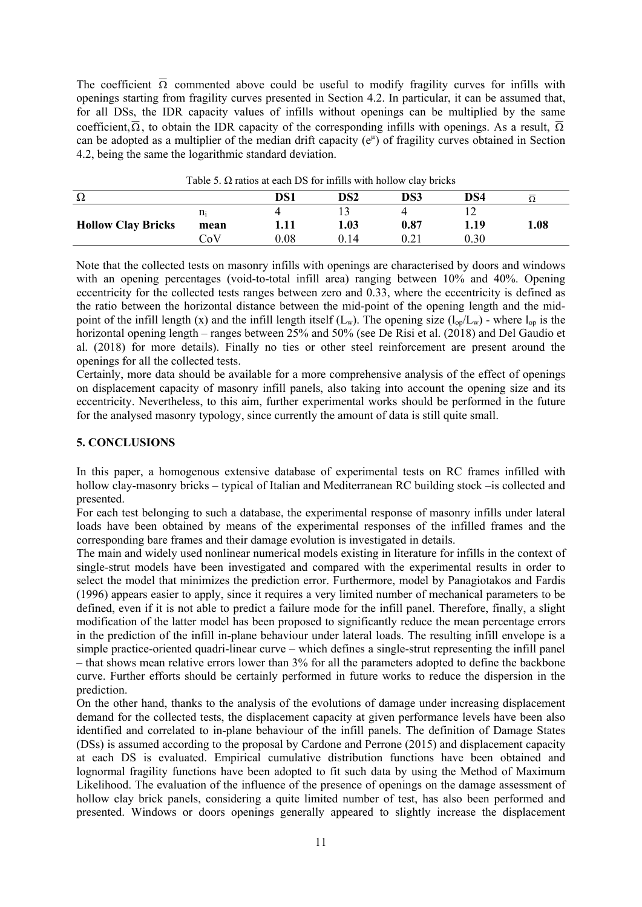The coefficient $\overline{\Omega}$ commented above could be useful to modify fragility curves for infills with openings starting from fragility curves presented in Section 4.2. In particular, it can be assumed that, for all DSs, the IDR capacity values of infills without openings can be multiplied by the same coefficient, $\overline{\Omega}$, to obtain the IDR capacity of the corresponding infills with openings. As a result, $\overline{\Omega}$ can be adopted as a multiplier of the median drift capacity ($e^{\mu}$) of fragility curves obtained in Section 4.2, being the same the logarithmic standard deviation.

Table 5. Ω ratios at each DS for infills with hollow clay bricks

| Ω | | DS1 | DS2 | DS3 | DS4 | $\overline{\Omega}$ |
|---|---|---|---|---|---|---|
| | $n_i$ | 4 | 13 | 4 | 12 | |
| **Hollow Clay Bricks** | **mean** | **1.11** | **1.03** | **0.87** | **1.19** | **1.08** |
| | CoV | 0.08 | 0.14 | 0.21 | 0.30 | |

Note that the collected tests on masonry infills with openings are characterised by doors and windows with an opening percentages (void-to-total infill area) ranging between 10% and 40%. Opening eccentricity for the collected tests ranges between zero and 0.33, where the eccentricity is defined as the ratio between the horizontal distance between the mid-point of the opening length and the mid-point of the infill length (x) and the infill length itself ($L_w$). The opening size ($l_{op}/L_w$) - where $l_{op}$ is the horizontal opening length – ranges between 25% and 50% (see De Risi et al. (2018) and Del Gaudio et al. (2018) for more details). Finally no ties or other steel reinforcement are present around the openings for all the collected tests.

Certainly, more data should be available for a more comprehensive analysis of the effect of openings on displacement capacity of masonry infill panels, also taking into account the opening size and its eccentricity. Nevertheless, to this aim, further experimental works should be performed in the future for the analysed masonry typology, since currently the amount of data is still quite small.

## 5. CONCLUSIONS

In this paper, a homogenous extensive database of experimental tests on RC frames infilled with hollow clay-masonry bricks – typical of Italian and Mediterranean RC building stock –is collected and presented.

For each test belonging to such a database, the experimental response of masonry infills under lateral loads have been obtained by means of the experimental responses of the infilled frames and the corresponding bare frames and their damage evolution is investigated in details.

The main and widely used nonlinear numerical models existing in literature for infills in the context of single-strut models have been investigated and compared with the experimental results in order to select the model that minimizes the prediction error. Furthermore, model by Panagiotakos and Fardis (1996) appears easier to apply, since it requires a very limited number of mechanical parameters to be defined, even if it is not able to predict a failure mode for the infill panel. Therefore, finally, a slight modification of the latter model has been proposed to significantly reduce the mean percentage errors in the prediction of the infill in-plane behaviour under lateral loads. The resulting infill envelope is a simple practice-oriented quadri-linear curve – which defines a single-strut representing the infill panel – that shows mean relative errors lower than 3% for all the parameters adopted to define the backbone curve. Further efforts should be certainly performed in future works to reduce the dispersion in the prediction.

On the other hand, thanks to the analysis of the evolutions of damage under increasing displacement demand for the collected tests, the displacement capacity at given performance levels have been also identified and correlated to in-plane behaviour of the infill panels. The definition of Damage States (DSs) is assumed according to the proposal by Cardone and Perrone (2015) and displacement capacity at each DS is evaluated. Empirical cumulative distribution functions have been obtained and lognormal fragility functions have been adopted to fit such data by using the Method of Maximum Likelihood. The evaluation of the influence of the presence of openings on the damage assessment of hollow clay brick panels, considering a quite limited number of test, has also been performed and presented. Windows or doors openings generally appeared to slightly increase the displacement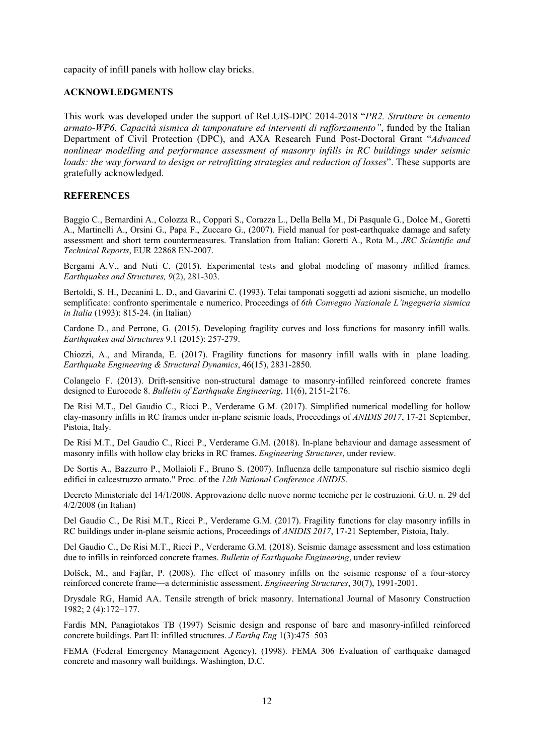capacity of infill panels with hollow clay bricks.

## ACKNOWLEDGMENTS

This work was developed under the support of ReLUIS-DPC 2014-2018 "*PR2. Strutture in cemento armato-WP6. Capacità sismica di tamponature ed interventi di rafforzamento"*, funded by the Italian Department of Civil Protection (DPC), and AXA Research Fund Post-Doctoral Grant "*Advanced nonlinear modelling and performance assessment of masonry infills in RC buildings under seismic loads: the way forward to design or retrofitting strategies and reduction of losses*". These supports are gratefully acknowledged.

## REFERENCES

Baggio C., Bernardini A., Colozza R., Coppari S., Corazza L., Della Bella M., Di Pasquale G., Dolce M., Goretti A., Martinelli A., Orsini G., Papa F., Zuccaro G., (2007). Field manual for post-earthquake damage and safety assessment and short term countermeasures. Translation from Italian: Goretti A., Rota M., *JRC Scientific and Technical Reports*, EUR 22868 EN-2007.

Bergami A.V., and Nuti C. (2015). Experimental tests and global modeling of masonry infilled frames. *Earthquakes and Structures, 9*(2), 281-303.

Bertoldi, S. H., Decanini L. D., and Gavarini C. (1993). Telai tamponati soggetti ad azioni sismiche, un modello semplificato: confronto sperimentale e numerico. Proceedings of *6th Convegno Nazionale L'ingegneria sismica in Italia* (1993): 815-24. (in Italian)

Cardone D., and Perrone, G. (2015). Developing fragility curves and loss functions for masonry infill walls. *Earthquakes and Structures* 9.1 (2015): 257-279.

Chiozzi, A., and Miranda, E. (2017). Fragility functions for masonry infill walls with in plane loading. *Earthquake Engineering & Structural Dynamics*, 46(15), 2831-2850.

Colangelo F. (2013). Drift-sensitive non-structural damage to masonry-infilled reinforced concrete frames designed to Eurocode 8. *Bulletin of Earthquake Engineering*, 11(6), 2151-2176.

De Risi M.T., Del Gaudio C., Ricci P., Verderame G.M. (2017). Simplified numerical modelling for hollow clay-masonry infills in RC frames under in-plane seismic loads, Proceedings of *ANIDIS 2017*, 17-21 September, Pistoia, Italy.

De Risi M.T., Del Gaudio C., Ricci P., Verderame G.M. (2018). In-plane behaviour and damage assessment of masonry infills with hollow clay bricks in RC frames. *Engineering Structures*, under review.

De Sortis A., Bazzurro P., Mollaioli F., Bruno S. (2007). Influenza delle tamponature sul rischio sismico degli edifici in calcestruzzo armato." Proc. of the *12th National Conference ANIDIS*.

Decreto Ministeriale del 14/1/2008. Approvazione delle nuove norme tecniche per le costruzioni. G.U. n. 29 del 4/2/2008 (in Italian)

Del Gaudio C., De Risi M.T., Ricci P., Verderame G.M. (2017). Fragility functions for clay masonry infills in RC buildings under in-plane seismic actions, Proceedings of *ANIDIS 2017*, 17-21 September, Pistoia, Italy.

Del Gaudio C., De Risi M.T., Ricci P., Verderame G.M. (2018). Seismic damage assessment and loss estimation due to infills in reinforced concrete frames. *Bulletin of Earthquake Engineering*, under review

Dolšek, M., and Fajfar, P. (2008). The effect of masonry infills on the seismic response of a four-storey reinforced concrete frame—a deterministic assessment. *Engineering Structures*, 30(7), 1991-2001.

Drysdale RG, Hamid AA. Tensile strength of brick masonry. International Journal of Masonry Construction 1982; 2 (4):172–177.

Fardis MN, Panagiotakos TB (1997) Seismic design and response of bare and masonry-infilled reinforced concrete buildings. Part II: infilled structures. *J Earthq Eng* 1(3):475–503

FEMA (Federal Emergency Management Agency), (1998). FEMA 306 Evaluation of earthquake damaged concrete and masonry wall buildings. Washington, D.C.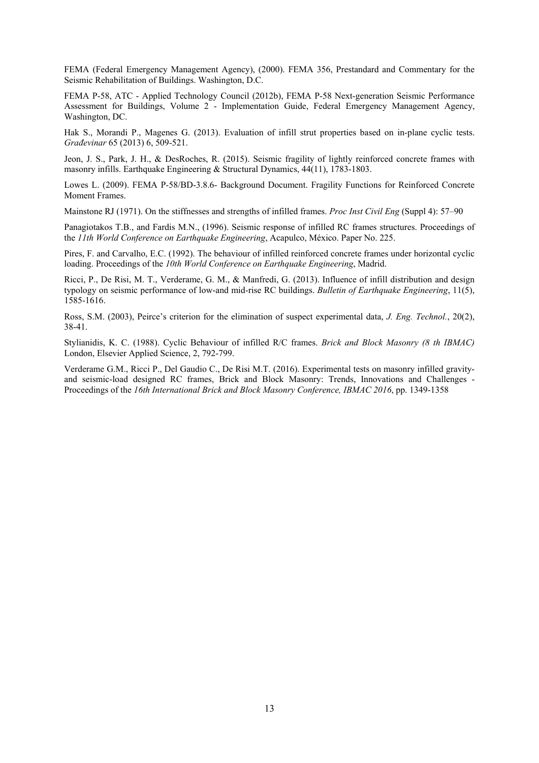FEMA (Federal Emergency Management Agency), (2000). FEMA 356, Prestandard and Commentary for the Seismic Rehabilitation of Buildings. Washington, D.C.

FEMA P-58, ATC - Applied Technology Council (2012b), FEMA P-58 Next-generation Seismic Performance Assessment for Buildings, Volume 2 - Implementation Guide, Federal Emergency Management Agency, Washington, DC.

Hak S., Morandi P., Magenes G. (2013). Evaluation of infill strut properties based on in-plane cyclic tests. *Građevinar* 65 (2013) 6, 509-521.

Jeon, J. S., Park, J. H., & DesRoches, R. (2015). Seismic fragility of lightly reinforced concrete frames with masonry infills. Earthquake Engineering & Structural Dynamics, 44(11), 1783-1803.

Lowes L. (2009). FEMA P-58/BD-3.8.6- Background Document. Fragility Functions for Reinforced Concrete Moment Frames.

Mainstone RJ (1971). On the stiffnesses and strengths of infilled frames. *Proc Inst Civil Eng* (Suppl 4): 57–90

Panagiotakos T.B., and Fardis M.N., (1996). Seismic response of infilled RC frames structures. Proceedings of the *11th World Conference on Earthquake Engineering*, Acapulco, México. Paper No. 225.

Pires, F. and Carvalho, E.C. (1992). The behaviour of infilled reinforced concrete frames under horizontal cyclic loading. Proceedings of the *10th World Conference on Earthquake Engineering*, Madrid.

Ricci, P., De Risi, M. T., Verderame, G. M., & Manfredi, G. (2013). Influence of infill distribution and design typology on seismic performance of low-and mid-rise RC buildings. *Bulletin of Earthquake Engineering*, 11(5), 1585-1616.

Ross, S.M. (2003), Peirce's criterion for the elimination of suspect experimental data, *J. Eng. Technol.*, 20(2), 38-41.

Stylianidis, K. C. (1988). Cyclic Behaviour of infilled R/C frames. *Brick and Block Masonry (8 th IBMAC)* London, Elsevier Applied Science, 2, 792-799.

Verderame G.M., Ricci P., Del Gaudio C., De Risi M.T. (2016). Experimental tests on masonry infilled gravity- and seismic-load designed RC frames, Brick and Block Masonry: Trends, Innovations and Challenges - Proceedings of the *16th International Brick and Block Masonry Conference, IBMAC 2016*, pp. 1349-1358